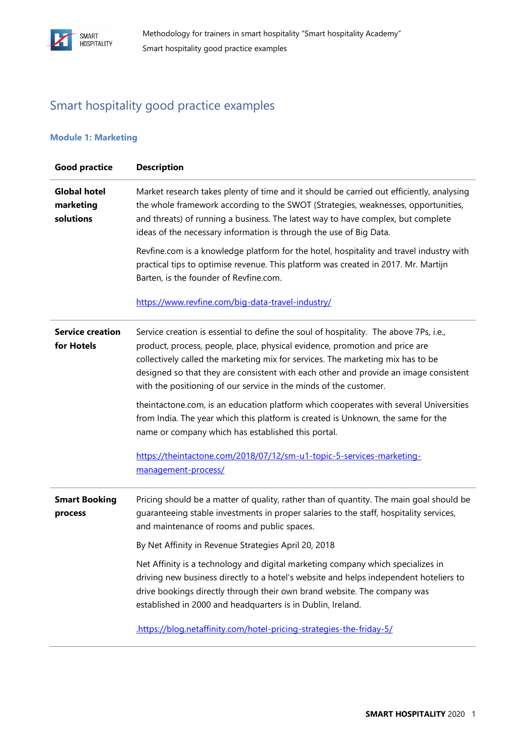# Smart hospitality good practice examples

## Module 1: Marketing

| Good practice | Description |
|---|---|
| **Global hotel marketing solutions** | Market research takes plenty of time and it should be carried out efficiently, analysing the whole framework according to the SWOT (Strategies, weaknesses, opportunities, and threats) of running a business. The latest way to have complex, but complete ideas of the necessary information is through the use of Big Data.<br><br>Revfine.com is a knowledge platform for the hotel, hospitality and travel industry with practical tips to optimise revenue. This platform was created in 2017. Mr. Martijn Barten, is the founder of Revfine.com.<br><br>https://www.revfine.com/big-data-travel-industry/ |
| **Service creation for Hotels** | Service creation is essential to define the soul of hospitality. The above 7Ps, i.e., product, process, people, place, physical evidence, promotion and price are collectively called the marketing mix for services. The marketing mix has to be designed so that they are consistent with each other and provide an image consistent with the positioning of our service in the minds of the customer.<br><br>theintactone.com, is an education platform which cooperates with several Universities from India. The year which this platform is created is Unknown, the same for the name or company which has established this portal.<br><br>https://theintactone.com/2018/07/12/sm-u1-topic-5-services-marketing-management-process/ |
| **Smart Booking process** | Pricing should be a matter of quality, rather than of quantity. The main goal should be guaranteeing stable investments in proper salaries to the staff, hospitality services, and maintenance of rooms and public spaces.<br><br>By Net Affinity in Revenue Strategies April 20, 2018<br><br>Net Affinity is a technology and digital marketing company which specializes in driving new business directly to a hotel's website and helps independent hoteliers to drive bookings directly through their own brand website. The company was established in 2000 and headquarters is in Dublin, Ireland.<br><br>.https://blog.netaffinity.com/hotel-pricing-strategies-the-friday-5/ |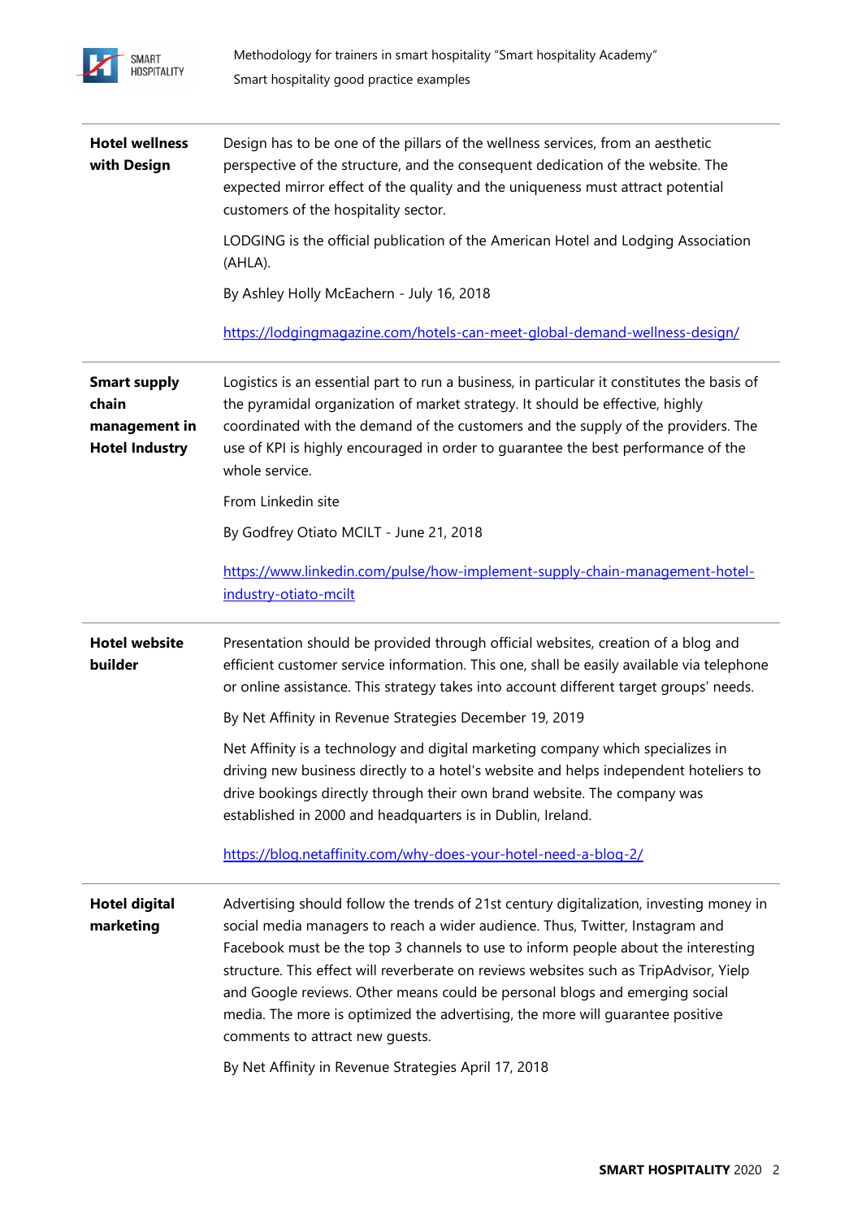| | |
|---|---|
| **Hotel wellness with Design** | Design has to be one of the pillars of the wellness services, from an aesthetic perspective of the structure, and the consequent dedication of the website. The expected mirror effect of the quality and the uniqueness must attract potential customers of the hospitality sector.<br><br>LODGING is the official publication of the American Hotel and Lodging Association (AHLA).<br><br>By Ashley Holly McEachern - July 16, 2018<br><br>https://lodgingmagazine.com/hotels-can-meet-global-demand-wellness-design/ |
| **Smart supply chain management in Hotel Industry** | Logistics is an essential part to run a business, in particular it constitutes the basis of the pyramidal organization of market strategy. It should be effective, highly coordinated with the demand of the customers and the supply of the providers. The use of KPI is highly encouraged in order to guarantee the best performance of the whole service.<br><br>From Linkedin site<br><br>By Godfrey Otiato MCILT - June 21, 2018<br><br>https://www.linkedin.com/pulse/how-implement-supply-chain-management-hotel-industry-otiato-mcilt |
| **Hotel website builder** | Presentation should be provided through official websites, creation of a blog and efficient customer service information. This one, shall be easily available via telephone or online assistance. This strategy takes into account different target groups' needs.<br><br>By Net Affinity in Revenue Strategies December 19, 2019<br><br>Net Affinity is a technology and digital marketing company which specializes in driving new business directly to a hotel's website and helps independent hoteliers to drive bookings directly through their own brand website. The company was established in 2000 and headquarters is in Dublin, Ireland.<br><br>https://blog.netaffinity.com/why-does-your-hotel-need-a-blog-2/ |
| **Hotel digital marketing** | Advertising should follow the trends of 21st century digitalization, investing money in social media managers to reach a wider audience. Thus, Twitter, Instagram and Facebook must be the top 3 channels to use to inform people about the interesting structure. This effect will reverberate on reviews websites such as TripAdvisor, Yielp and Google reviews. Other means could be personal blogs and emerging social media. The more is optimized the advertising, the more will guarantee positive comments to attract new guests.<br><br>By Net Affinity in Revenue Strategies April 17, 2018 |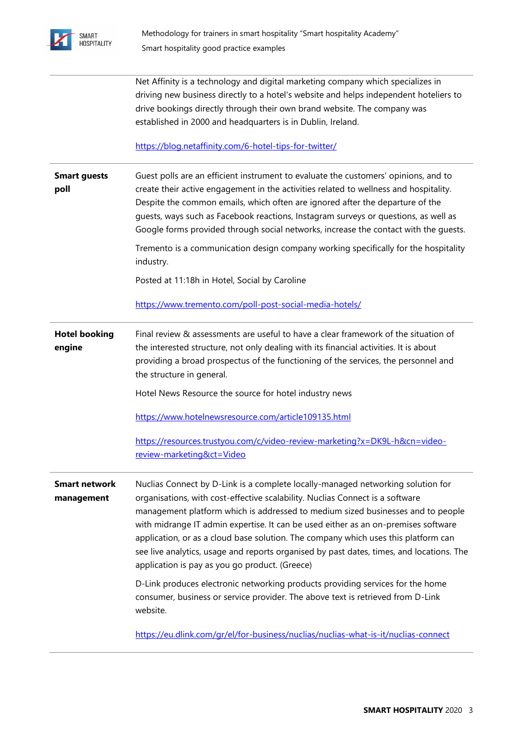|  |  |
|---|---|
|  | Net Affinity is a technology and digital marketing company which specializes in driving new business directly to a hotel's website and helps independent hoteliers to drive bookings directly through their own brand website. The company was established in 2000 and headquarters is in Dublin, Ireland.<br><br>https://blog.netaffinity.com/6-hotel-tips-for-twitter/ |
| **Smart guests poll** | Guest polls are an efficient instrument to evaluate the customers' opinions, and to create their active engagement in the activities related to wellness and hospitality. Despite the common emails, which often are ignored after the departure of the guests, ways such as Facebook reactions, Instagram surveys or questions, as well as Google forms provided through social networks, increase the contact with the guests.<br><br>Tremento is a communication design company working specifically for the hospitality industry.<br><br>Posted at 11:18h in Hotel, Social by Caroline<br><br>https://www.tremento.com/poll-post-social-media-hotels/ |
| **Hotel booking engine** | Final review & assessments are useful to have a clear framework of the situation of the interested structure, not only dealing with its financial activities. It is about providing a broad prospectus of the functioning of the services, the personnel and the structure in general.<br><br>Hotel News Resource the source for hotel industry news<br><br>https://www.hotelnewsresource.com/article109135.html<br><br>https://resources.trustyou.com/c/video-review-marketing?x=DK9L-h&cn=video-review-marketing&ct=Video |
| **Smart network management** | Nuclias Connect by D-Link is a complete locally-managed networking solution for organisations, with cost-effective scalability. Nuclias Connect is a software management platform which is addressed to medium sized businesses and to people with midrange IT admin expertise. It can be used either as an on-premises software application, or as a cloud base solution. The company which uses this platform can see live analytics, usage and reports organised by past dates, times, and locations. The application is pay as you go product. (Greece)<br><br>D-Link produces electronic networking products providing services for the home consumer, business or service provider. The above text is retrieved from D-Link website.<br><br>https://eu.dlink.com/gr/el/for-business/nuclias/nuclias-what-is-it/nuclias-connect |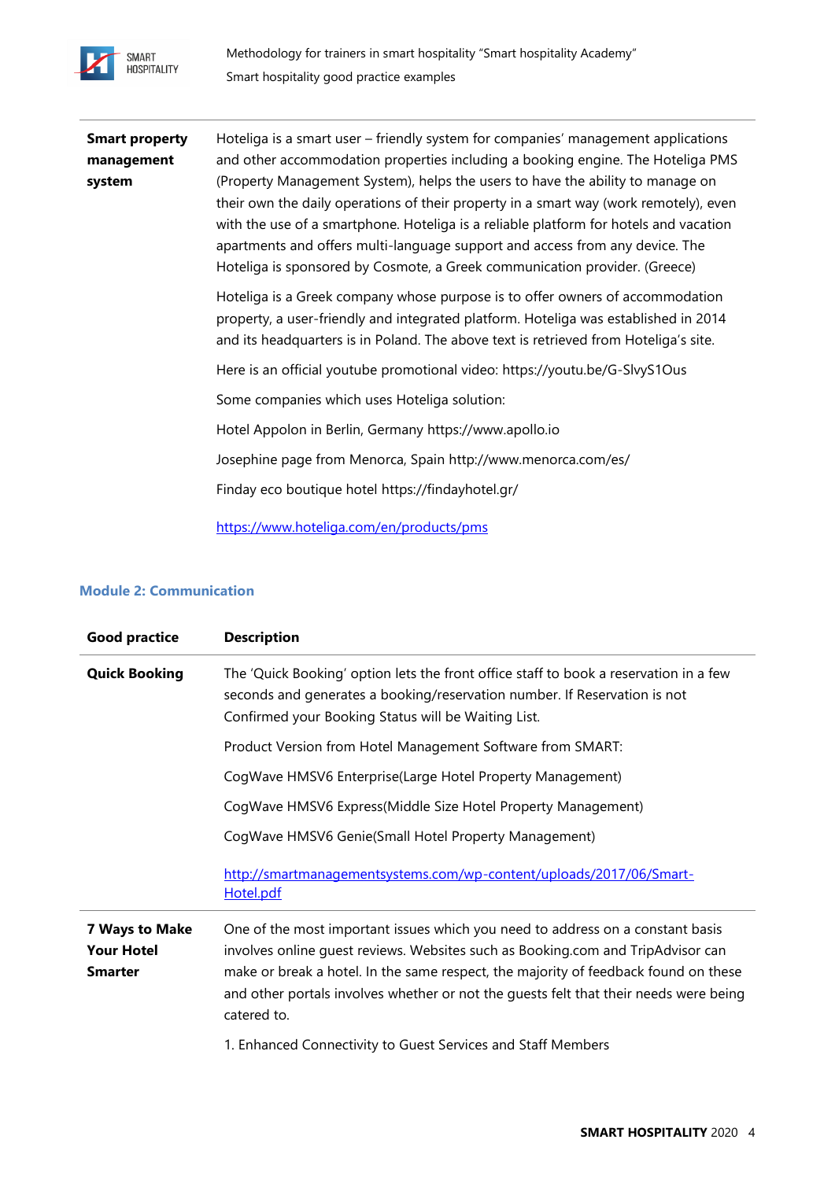| | |
|---|---|
| **Smart property management system** | Hoteliga is a smart user – friendly system for companies' management applications and other accommodation properties including a booking engine. The Hoteliga PMS (Property Management System), helps the users to have the ability to manage on their own the daily operations of their property in a smart way (work remotely), even with the use of a smartphone. Hoteliga is a reliable platform for hotels and vacation apartments and offers multi-language support and access from any device. The Hoteliga is sponsored by Cosmote, a Greek communication provider. (Greece)<br><br>Hoteliga is a Greek company whose purpose is to offer owners of accommodation property, a user-friendly and integrated platform. Hoteliga was established in 2014 and its headquarters is in Poland. The above text is retrieved from Hoteliga's site.<br><br>Here is an official youtube promotional video: https://youtu.be/G-SlvyS1Ous<br><br>Some companies which uses Hoteliga solution:<br><br>Hotel Appolon in Berlin, Germany https://www.apollo.io<br><br>Josephine page from Menorca, Spain http://www.menorca.com/es/<br><br>Finday eco boutique hotel https://findayhotel.gr/<br><br>https://www.hoteliga.com/en/products/pms |

### Module 2: Communication

| Good practice | Description |
|---|---|
| **Quick Booking** | The 'Quick Booking' option lets the front office staff to book a reservation in a few seconds and generates a booking/reservation number. If Reservation is not Confirmed your Booking Status will be Waiting List.<br><br>Product Version from Hotel Management Software from SMART:<br><br>CogWave HMSV6 Enterprise(Large Hotel Property Management)<br><br>CogWave HMSV6 Express(Middle Size Hotel Property Management)<br><br>CogWave HMSV6 Genie(Small Hotel Property Management)<br><br>http://smartmanagementsystems.com/wp-content/uploads/2017/06/Smart-Hotel.pdf |
| **7 Ways to Make Your Hotel Smarter** | One of the most important issues which you need to address on a constant basis involves online guest reviews. Websites such as Booking.com and TripAdvisor can make or break a hotel. In the same respect, the majority of feedback found on these and other portals involves whether or not the guests felt that their needs were being catered to.<br><br>1. Enhanced Connectivity to Guest Services and Staff Members |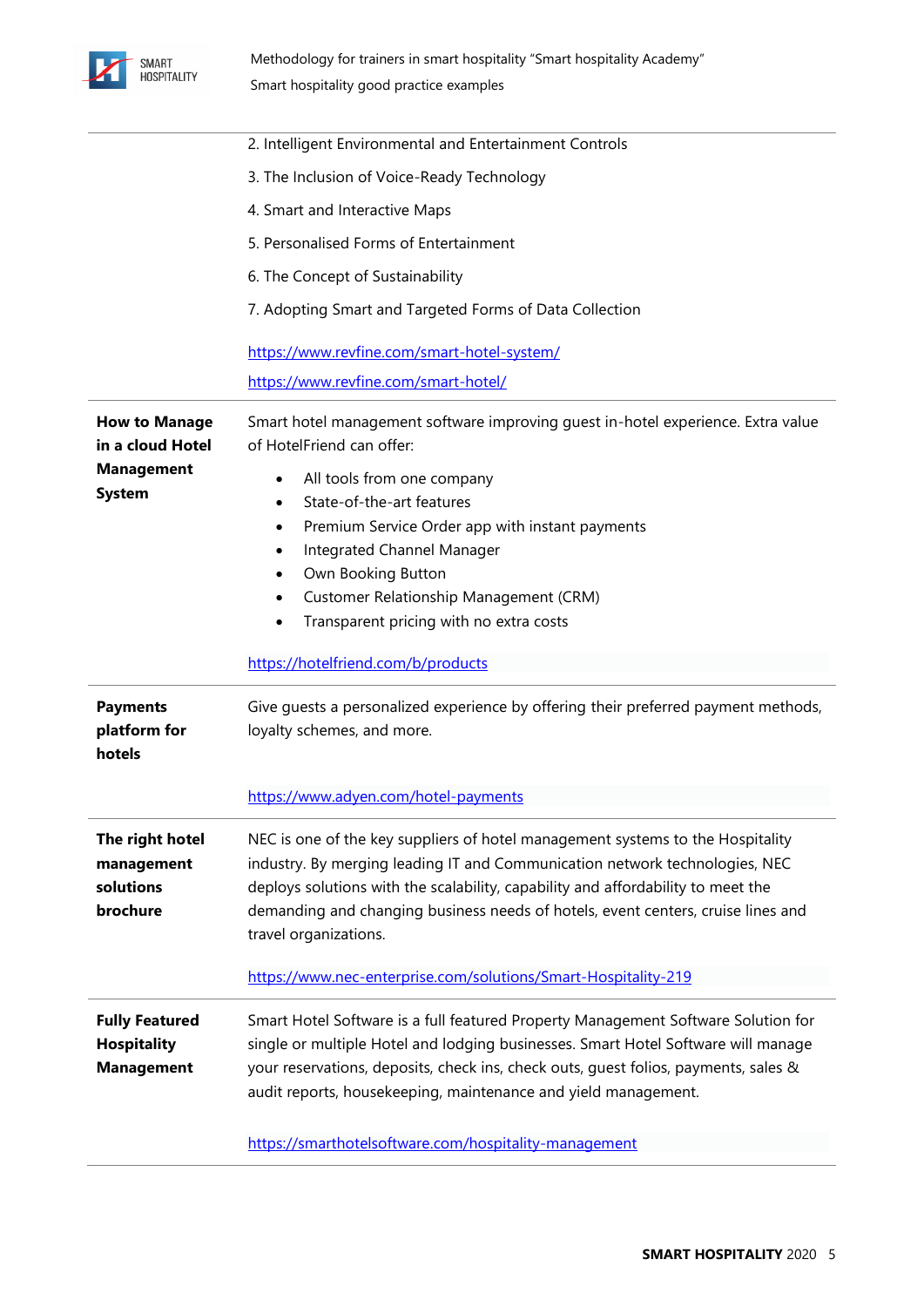| | |
|---|---|
| | 2. Intelligent Environmental and Entertainment Controls<br><br>3. The Inclusion of Voice-Ready Technology<br><br>4. Smart and Interactive Maps<br><br>5. Personalised Forms of Entertainment<br><br>6. The Concept of Sustainability<br><br>7. Adopting Smart and Targeted Forms of Data Collection<br><br>https://www.revfine.com/smart-hotel-system/<br><br>https://www.revfine.com/smart-hotel/ |
| **How to Manage in a cloud Hotel Management System** | Smart hotel management software improving guest in-hotel experience. Extra value of HotelFriend can offer:<br><br>• All tools from one company<br>• State-of-the-art features<br>• Premium Service Order app with instant payments<br>• Integrated Channel Manager<br>• Own Booking Button<br>• Customer Relationship Management (CRM)<br>• Transparent pricing with no extra costs<br><br>https://hotelfriend.com/b/products |
| **Payments platform for hotels** | Give guests a personalized experience by offering their preferred payment methods, loyalty schemes, and more.<br><br>https://www.adyen.com/hotel-payments |
| **The right hotel management solutions brochure** | NEC is one of the key suppliers of hotel management systems to the Hospitality industry. By merging leading IT and Communication network technologies, NEC deploys solutions with the scalability, capability and affordability to meet the demanding and changing business needs of hotels, event centers, cruise lines and travel organizations.<br><br>https://www.nec-enterprise.com/solutions/Smart-Hospitality-219 |
| **Fully Featured Hospitality Management** | Smart Hotel Software is a full featured Property Management Software Solution for single or multiple Hotel and lodging businesses. Smart Hotel Software will manage your reservations, deposits, check ins, check outs, guest folios, payments, sales & audit reports, housekeeping, maintenance and yield management.<br><br>https://smarthotelsoftware.com/hospitality-management |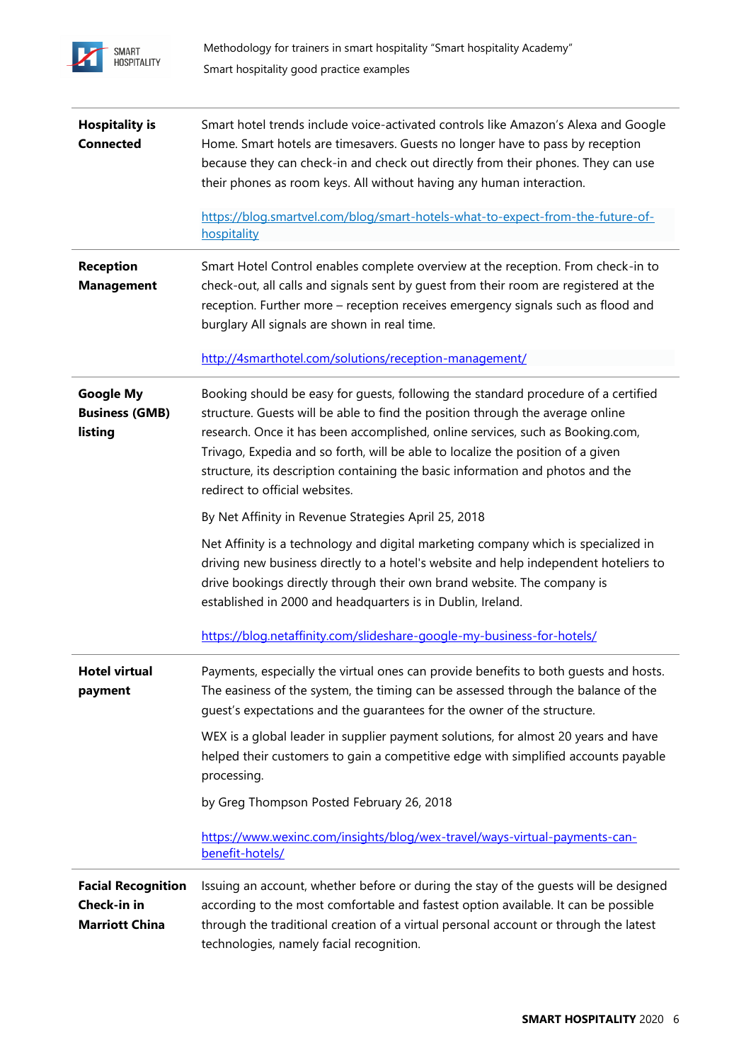| | |
|---|---|
| **Hospitality is Connected** | Smart hotel trends include voice-activated controls like Amazon's Alexa and Google Home. Smart hotels are timesavers. Guests no longer have to pass by reception because they can check-in and check out directly from their phones. They can use their phones as room keys. All without having any human interaction.<br><br>https://blog.smartvel.com/blog/smart-hotels-what-to-expect-from-the-future-of-hospitality |
| **Reception Management** | Smart Hotel Control enables complete overview at the reception. From check-in to check-out, all calls and signals sent by guest from their room are registered at the reception. Further more – reception receives emergency signals such as flood and burglary All signals are shown in real time.<br><br>http://4smarthotel.com/solutions/reception-management/ |
| **Google My Business (GMB) listing** | Booking should be easy for guests, following the standard procedure of a certified structure. Guests will be able to find the position through the average online research. Once it has been accomplished, online services, such as Booking.com, Trivago, Expedia and so forth, will be able to localize the position of a given structure, its description containing the basic information and photos and the redirect to official websites.<br><br>By Net Affinity in Revenue Strategies April 25, 2018<br><br>Net Affinity is a technology and digital marketing company which is specialized in driving new business directly to a hotel's website and help independent hoteliers to drive bookings directly through their own brand website. The company is established in 2000 and headquarters is in Dublin, Ireland.<br><br>https://blog.netaffinity.com/slideshare-google-my-business-for-hotels/ |
| **Hotel virtual payment** | Payments, especially the virtual ones can provide benefits to both guests and hosts. The easiness of the system, the timing can be assessed through the balance of the guest's expectations and the guarantees for the owner of the structure.<br><br>WEX is a global leader in supplier payment solutions, for almost 20 years and have helped their customers to gain a competitive edge with simplified accounts payable processing.<br><br>by Greg Thompson Posted February 26, 2018<br><br>https://www.wexinc.com/insights/blog/wex-travel/ways-virtual-payments-can-benefit-hotels/ |
| **Facial Recognition Check-in in Marriott China** | Issuing an account, whether before or during the stay of the guests will be designed according to the most comfortable and fastest option available. It can be possible through the traditional creation of a virtual personal account or through the latest technologies, namely facial recognition. |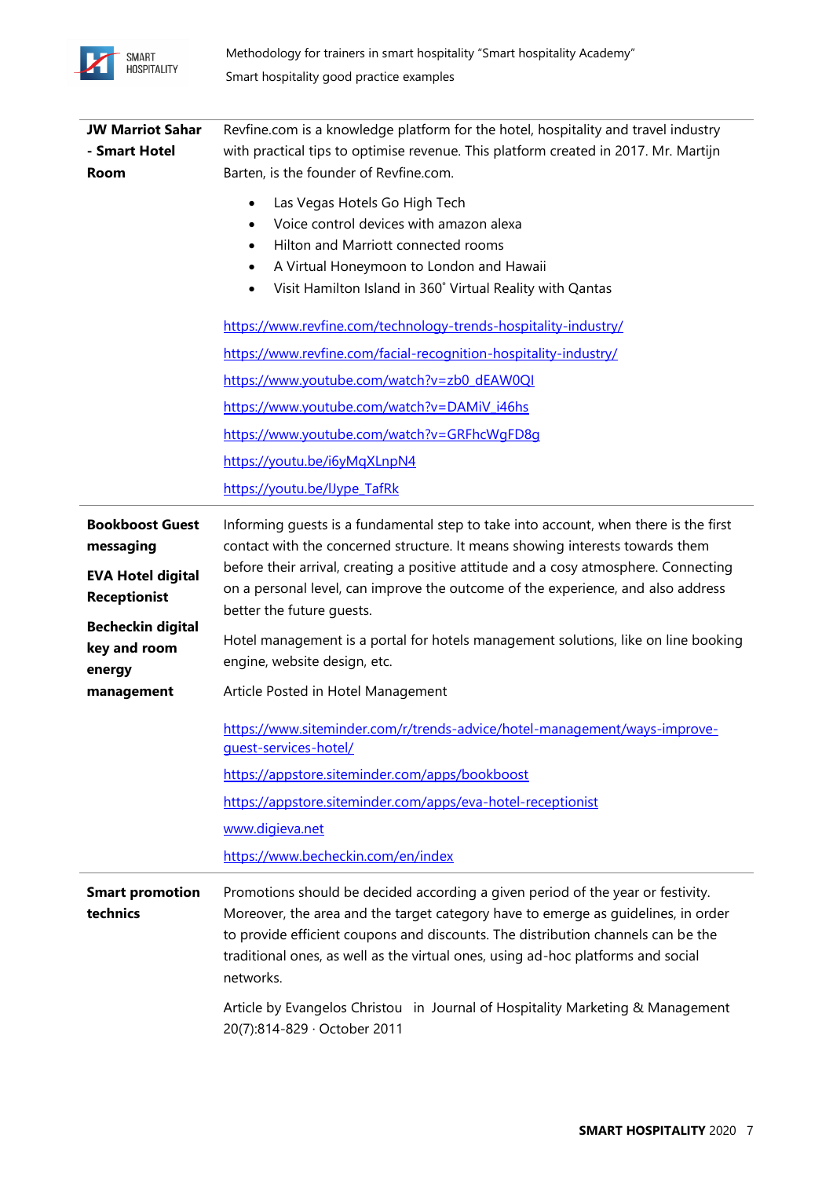| | |
|---|---|
| **JW Marriot Sahar - Smart Hotel Room** | Revfine.com is a knowledge platform for the hotel, hospitality and travel industry with practical tips to optimise revenue. This platform created in 2017. Mr. Martijn Barten, is the founder of Revfine.com.<br>• Las Vegas Hotels Go High Tech<br>• Voice control devices with amazon alexa<br>• Hilton and Marriott connected rooms<br>• A Virtual Honeymoon to London and Hawaii<br>• Visit Hamilton Island in 360˚ Virtual Reality with Qantas<br>https://www.revfine.com/technology-trends-hospitality-industry/<br>https://www.revfine.com/facial-recognition-hospitality-industry/<br>https://www.youtube.com/watch?v=zb0_dEAW0QI<br>https://www.youtube.com/watch?v=DAMiV_i46hs<br>https://www.youtube.com/watch?v=GRFhcWgFD8g<br>https://youtu.be/i6yMqXLnpN4<br>https://youtu.be/lJype_TafRk |
| **Bookboost Guest messaging**<br>**EVA Hotel digital Receptionist**<br>**Bechecking digital key and room energy management** | Informing guests is a fundamental step to take into account, when there is the first contact with the concerned structure. It means showing interests towards them before their arrival, creating a positive attitude and a cosy atmosphere. Connecting on a personal level, can improve the outcome of the experience, and also address better the future guests.<br>Hotel management is a portal for hotels management solutions, like on line booking engine, website design, etc.<br>Article Posted in Hotel Management<br>https://www.siteminder.com/r/trends-advice/hotel-management/ways-improve-guest-services-hotel/<br>https://appstore.siteminder.com/apps/bookboost<br>https://appstore.siteminder.com/apps/eva-hotel-receptionist<br>www.digieva.net<br>https://www.becheckin.com/en/index |
| **Smart promotion technics** | Promotions should be decided according a given period of the year or festivity. Moreover, the area and the target category have to emerge as guidelines, in order to provide efficient coupons and discounts. The distribution channels can be the traditional ones, as well as the virtual ones, using ad-hoc platforms and social networks.<br>Article by Evangelos Christou in Journal of Hospitality Marketing & Management 20(7):814-829 · October 2011 |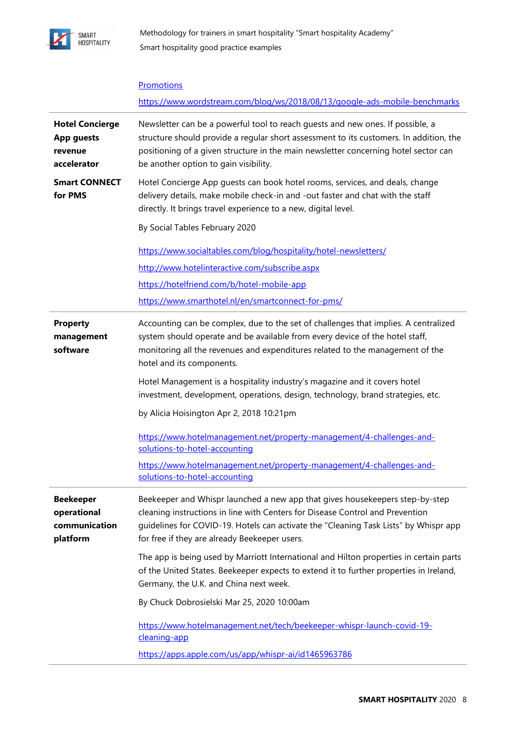| | |
|---|---|
| | [Promotions](https://www.wordstream.com/blog/ws/2018/08/13/google-ads-mobile-benchmarks) <br> https://www.wordstream.com/blog/ws/2018/08/13/google-ads-mobile-benchmarks |
| **Hotel Concierge App guests revenue accelerator** <br><br> **Smart CONNECT for PMS** | Newsletter can be a powerful tool to reach guests and new ones. If possible, a structure should provide a regular short assessment to its customers. In addition, the positioning of a given structure in the main newsletter concerning hotel sector can be another option to gain visibility. <br><br> Hotel Concierge App guests can book hotel rooms, services, and deals, change delivery details, make mobile check-in and -out faster and chat with the staff directly. It brings travel experience to a new, digital level. <br><br> By Social Tables February 2020 <br><br> https://www.socialtables.com/blog/hospitality/hotel-newsletters/ <br> http://www.hotelinteractive.com/subscribe.aspx <br> https://hotelfriend.com/b/hotel-mobile-app <br> https://www.smarthotel.nl/en/smartconnect-for-pms/ |
| **Property management software** | Accounting can be complex, due to the set of challenges that implies. A centralized system should operate and be available from every device of the hotel staff, monitoring all the revenues and expenditures related to the management of the hotel and its components. <br><br> Hotel Management is a hospitality industry's magazine and it covers hotel investment, development, operations, design, technology, brand strategies, etc. <br><br> by Alicia Hoisington Apr 2, 2018 10:21pm <br><br> https://www.hotelmanagement.net/property-management/4-challenges-and-solutions-to-hotel-accounting <br> https://www.hotelmanagement.net/property-management/4-challenges-and-solutions-to-hotel-accounting |
| **Beekeeper operational communication platform** | Beekeeper and Whispr launched a new app that gives housekeepers step-by-step cleaning instructions in line with Centers for Disease Control and Prevention guidelines for COVID-19. Hotels can activate the "Cleaning Task Lists" by Whispr app for free if they are already Beekeeper users. <br><br> The app is being used by Marriott International and Hilton properties in certain parts of the United States. Beekeeper expects to extend it to further properties in Ireland, Germany, the U.K. and China next week. <br><br> By Chuck Dobrosielski Mar 25, 2020 10:00am <br><br> https://www.hotelmanagement.net/tech/beekeeper-whispr-launch-covid-19-cleaning-app <br> https://apps.apple.com/us/app/whispr-ai/id1465963786 |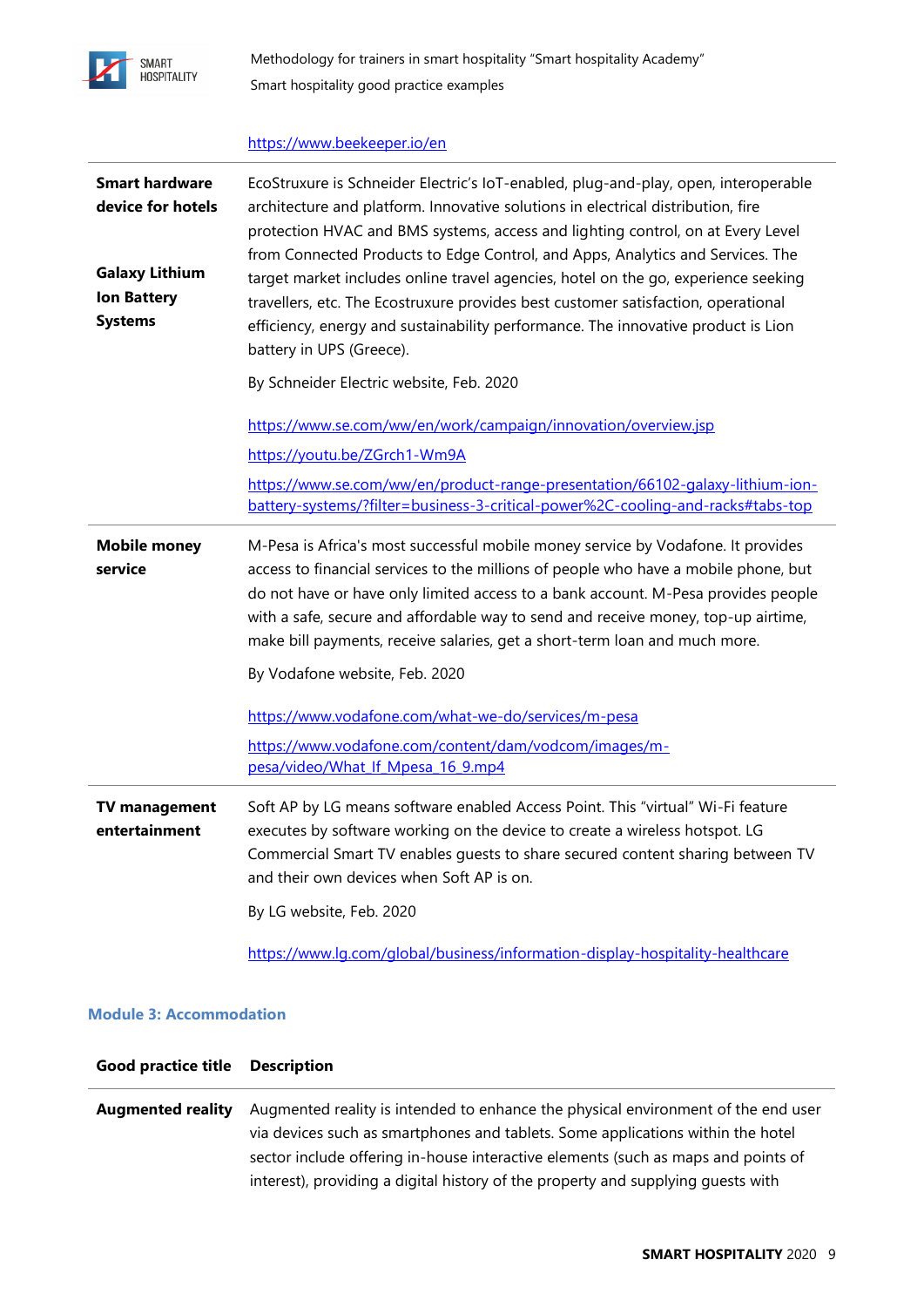| | |
|---|---|
| | https://www.beekeeper.io/en |
| **Smart hardware device for hotels**<br><br>**Galaxy Lithium Ion Battery Systems** | EcoStruxure is Schneider Electric's IoT-enabled, plug-and-play, open, interoperable architecture and platform. Innovative solutions in electrical distribution, fire protection HVAC and BMS systems, access and lighting control, on at Every Level from Connected Products to Edge Control, and Apps, Analytics and Services. The target market includes online travel agencies, hotel on the go, experience seeking travellers, etc. The Ecostruxure provides best customer satisfaction, operational efficiency, energy and sustainability performance. The innovative product is Lion battery in UPS (Greece).<br><br>By Schneider Electric website, Feb. 2020<br><br>https://www.se.com/ww/en/work/campaign/innovation/overview.jsp<br>https://youtu.be/ZGrch1-Wm9A<br>https://www.se.com/ww/en/product-range-presentation/66102-galaxy-lithium-ion-battery-systems/?filter=business-3-critical-power%2C-cooling-and-racks#tabs-top |
| **Mobile money service** | M-Pesa is Africa's most successful mobile money service by Vodafone. It provides access to financial services to the millions of people who have a mobile phone, but do not have or have only limited access to a bank account. M-Pesa provides people with a safe, secure and affordable way to send and receive money, top-up airtime, make bill payments, receive salaries, get a short-term loan and much more.<br><br>By Vodafone website, Feb. 2020<br><br>https://www.vodafone.com/what-we-do/services/m-pesa<br>https://www.vodafone.com/content/dam/vodcom/images/m-pesa/video/What_If_Mpesa_16_9.mp4 |
| **TV management entertainment** | Soft AP by LG means software enabled Access Point. This "virtual" Wi-Fi feature executes by software working on the device to create a wireless hotspot. LG Commercial Smart TV enables guests to share secured content sharing between TV and their own devices when Soft AP is on.<br><br>By LG website, Feb. 2020<br><br>https://www.lg.com/global/business/information-display-hospitality-healthcare |

### Module 3: Accommodation

| Good practice title | Description |
|---|---|
| **Augmented reality** | Augmented reality is intended to enhance the physical environment of the end user via devices such as smartphones and tablets. Some applications within the hotel sector include offering in-house interactive elements (such as maps and points of interest), providing a digital history of the property and supplying guests with |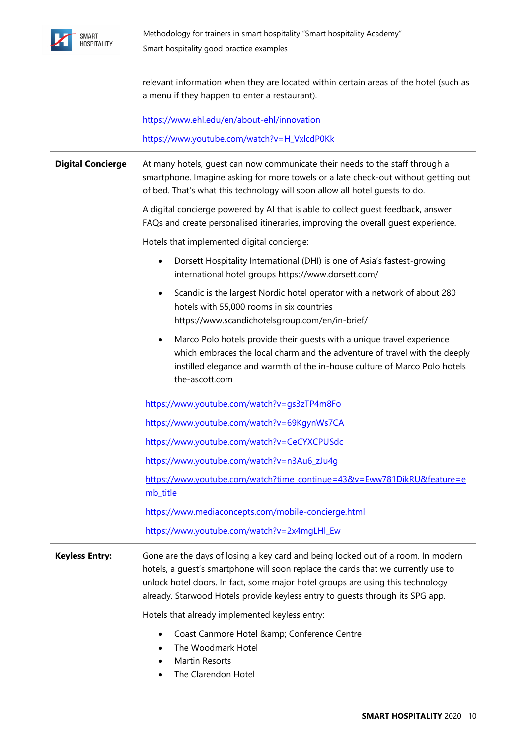relevant information when they are located within certain areas of the hotel (such as a menu if they happen to enter a restaurant).

https://www.ehl.edu/en/about-ehl/innovation

https://www.youtube.com/watch?v=H_VxlcdP0Kk

| | |
|---|---|
| **Digital Concierge** | At many hotels, guest can now communicate their needs to the staff through a smartphone. Imagine asking for more towels or a late check-out without getting out of bed. That's what this technology will soon allow all hotel guests to do.<br><br>A digital concierge powered by AI that is able to collect guest feedback, answer FAQs and create personalised itineraries, improving the overall guest experience.<br><br>Hotels that implemented digital concierge:<br><br>• Dorsett Hospitality International (DHI) is one of Asia's fastest-growing international hotel groups https://www.dorsett.com/<br>• Scandic is the largest Nordic hotel operator with a network of about 280 hotels with 55,000 rooms in six countries https://www.scandichotelsgroup.com/en/in-brief/<br>• Marco Polo hotels provide their guests with a unique travel experience which embraces the local charm and the adventure of travel with the deeply instilled elegance and warmth of the in-house culture of Marco Polo hotels the-ascott.com<br><br>https://www.youtube.com/watch?v=gs3zTP4m8Fo<br>https://www.youtube.com/watch?v=69KgynWs7CA<br>https://www.youtube.com/watch?v=CeCYXCPUSdc<br>https://www.youtube.com/watch?v=n3Au6_zJu4g<br>https://www.youtube.com/watch?time_continue=43&v=Eww781DikRU&feature=emb_title<br>https://www.mediaconcepts.com/mobile-concierge.html<br>https://www.youtube.com/watch?v=2x4mgLHl_Ew |
| **Keyless Entry:** | Gone are the days of losing a key card and being locked out of a room. In modern hotels, a guest's smartphone will soon replace the cards that we currently use to unlock hotel doors. In fact, some major hotel groups are using this technology already. Starwood Hotels provide keyless entry to guests through its SPG app.<br><br>Hotels that already implemented keyless entry:<br><br>• Coast Canmore Hotel &amp; Conference Centre<br>• The Woodmark Hotel<br>• Martin Resorts<br>• The Clarendon Hotel |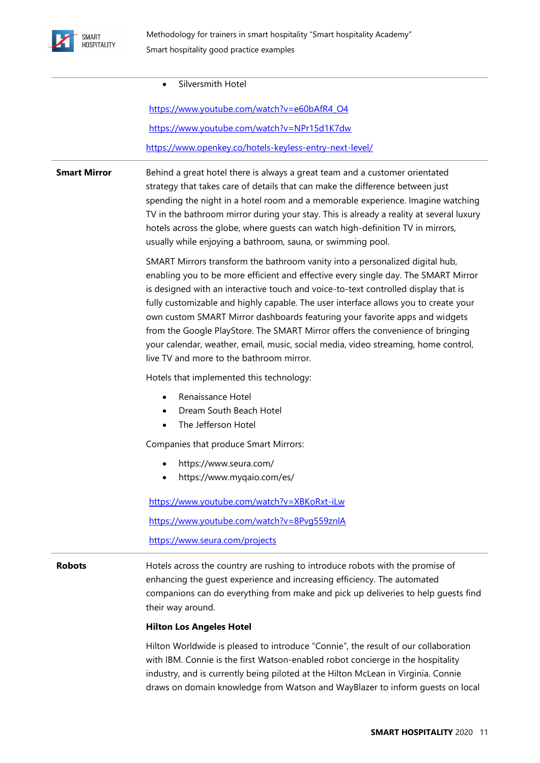| | |
|---|---|
| | • Silversmith Hotel<br><br>https://www.youtube.com/watch?v=e60bAfR4_O4<br><br>https://www.youtube.com/watch?v=NPr15d1K7dw<br><br>https://www.openkey.co/hotels-keyless-entry-next-level/ |
| **Smart Mirror** | Behind a great hotel there is always a great team and a customer orientated strategy that takes care of details that can make the difference between just spending the night in a hotel room and a memorable experience. Imagine watching TV in the bathroom mirror during your stay. This is already a reality at several luxury hotels across the globe, where guests can watch high-definition TV in mirrors, usually while enjoying a bathroom, sauna, or swimming pool.<br><br>SMART Mirrors transform the bathroom vanity into a personalized digital hub, enabling you to be more efficient and effective every single day. The SMART Mirror is designed with an interactive touch and voice-to-text controlled display that is fully customizable and highly capable. The user interface allows you to create your own custom SMART Mirror dashboards featuring your favorite apps and widgets from the Google PlayStore. The SMART Mirror offers the convenience of bringing your calendar, weather, email, music, social media, video streaming, home control, live TV and more to the bathroom mirror.<br><br>Hotels that implemented this technology:<br><br>• Renaissance Hotel<br>• Dream South Beach Hotel<br>• The Jefferson Hotel<br><br>Companies that produce Smart Mirrors:<br><br>• https://www.seura.com/<br>• https://www.myqaio.com/es/<br><br>https://www.youtube.com/watch?v=XBKoRxt-iLw<br><br>https://www.youtube.com/watch?v=8Pvg559znlA<br><br>https://www.seura.com/projects |
| **Robots** | Hotels across the country are rushing to introduce robots with the promise of enhancing the guest experience and increasing efficiency. The automated companions can do everything from make and pick up deliveries to help guests find their way around.<br><br>**Hilton Los Angeles Hotel**<br><br>Hilton Worldwide is pleased to introduce "Connie", the result of our collaboration with IBM. Connie is the first Watson-enabled robot concierge in the hospitality industry, and is currently being piloted at the Hilton McLean in Virginia. Connie draws on domain knowledge from Watson and WayBlazer to inform guests on local |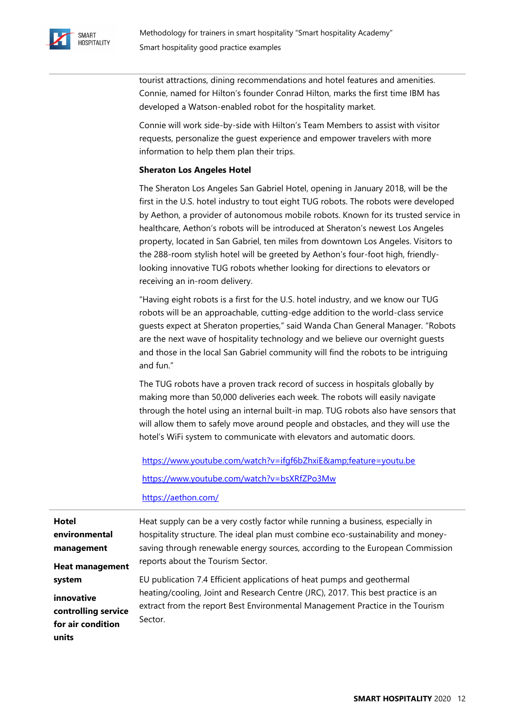tourist attractions, dining recommendations and hotel features and amenities. Connie, named for Hilton's founder Conrad Hilton, marks the first time IBM has developed a Watson-enabled robot for the hospitality market.

Connie will work side-by-side with Hilton's Team Members to assist with visitor requests, personalize the guest experience and empower travelers with more information to help them plan their trips.

**Sheraton Los Angeles Hotel**

The Sheraton Los Angeles San Gabriel Hotel, opening in January 2018, will be the first in the U.S. hotel industry to tout eight TUG robots. The robots were developed by Aethon, a provider of autonomous mobile robots. Known for its trusted service in healthcare, Aethon's robots will be introduced at Sheraton's newest Los Angeles property, located in San Gabriel, ten miles from downtown Los Angeles. Visitors to the 288-room stylish hotel will be greeted by Aethon's four-foot high, friendly-looking innovative TUG robots whether looking for directions to elevators or receiving an in-room delivery.

"Having eight robots is a first for the U.S. hotel industry, and we know our TUG robots will be an approachable, cutting-edge addition to the world-class service guests expect at Sheraton properties," said Wanda Chan General Manager. "Robots are the next wave of hospitality technology and we believe our overnight guests and those in the local San Gabriel community will find the robots to be intriguing and fun."

The TUG robots have a proven track record of success in hospitals globally by making more than 50,000 deliveries each week. The robots will easily navigate through the hotel using an internal built-in map. TUG robots also have sensors that will allow them to safely move around people and obstacles, and they will use the hotel's WiFi system to communicate with elevators and automatic doors.

https://www.youtube.com/watch?v=ifgf6bZhxiE&amp;feature=youtu.be

https://www.youtube.com/watch?v=bsXRfZPo3Mw

https://aethon.com/

| **Hotel environmental management**<br><br>**Heat management system**<br><br>**innovative controlling service for air condition units** | Heat supply can be a very costly factor while running a business, especially in hospitality structure. The ideal plan must combine eco-sustainability and money-saving through renewable energy sources, according to the European Commission reports about the Tourism Sector.<br><br>EU publication 7.4 Efficient applications of heat pumps and geothermal heating/cooling, Joint and Research Centre (JRC), 2017. This best practice is an extract from the report Best Environmental Management Practice in the Tourism Sector. |
|---|---|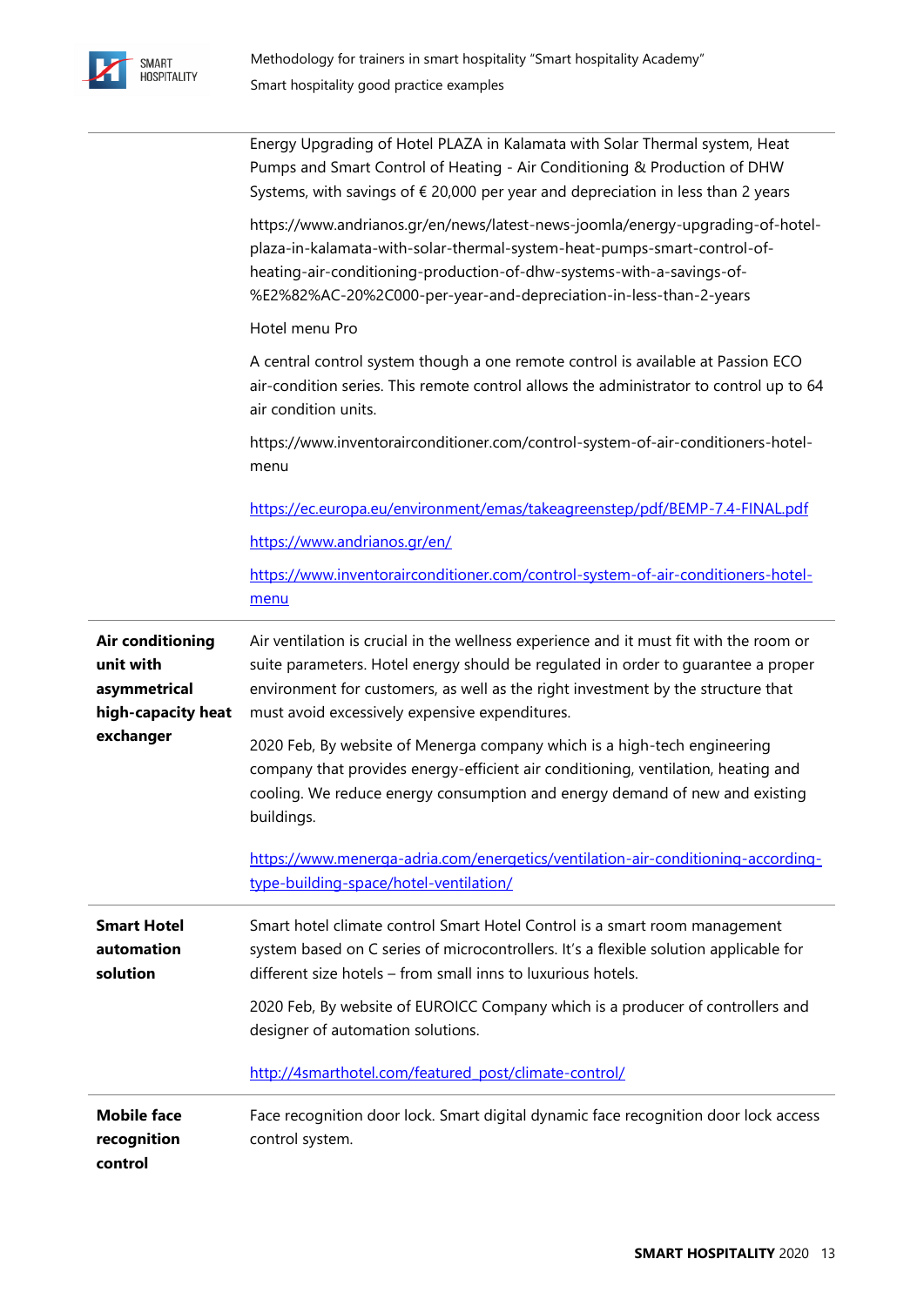| | |
|---|---|
| | Energy Upgrading of Hotel PLAZA in Kalamata with Solar Thermal system, Heat Pumps and Smart Control of Heating - Air Conditioning & Production of DHW Systems, with savings of € 20,000 per year and depreciation in less than 2 years<br><br>https://www.andrianos.gr/en/news/latest-news-joomla/energy-upgrading-of-hotel-plaza-in-kalamata-with-solar-thermal-system-heat-pumps-smart-control-of-heating-air-conditioning-production-of-dhw-systems-with-a-savings-of-%E2%82%AC-20%2C000-per-year-and-depreciation-in-less-than-2-years<br><br>Hotel menu Pro<br><br>A central control system though a one remote control is available at Passion ECO air-condition series. This remote control allows the administrator to control up to 64 air condition units.<br><br>https://www.inventorairconditioner.com/control-system-of-air-conditioners-hotel-menu<br><br>https://ec.europa.eu/environment/emas/takeagreenstep/pdf/BEMP-7.4-FINAL.pdf<br><br>https://www.andrianos.gr/en/<br><br>https://www.inventorairconditioner.com/control-system-of-air-conditioners-hotel-menu |
| **Air conditioning unit with asymmetrical high-capacity heat exchanger** | Air ventilation is crucial in the wellness experience and it must fit with the room or suite parameters. Hotel energy should be regulated in order to guarantee a proper environment for customers, as well as the right investment by the structure that must avoid excessively expensive expenditures.<br><br>2020 Feb, By website of Menerga company which is a high-tech engineering company that provides energy-efficient air conditioning, ventilation, heating and cooling. We reduce energy consumption and energy demand of new and existing buildings.<br><br>https://www.menerga-adria.com/energetics/ventilation-air-conditioning-according-type-building-space/hotel-ventilation/ |
| **Smart Hotel automation solution** | Smart hotel climate control Smart Hotel Control is a smart room management system based on C series of microcontrollers. It's a flexible solution applicable for different size hotels – from small inns to luxurious hotels.<br><br>2020 Feb, By website of EUROICC Company which is a producer of controllers and designer of automation solutions.<br><br>http://4smarthotel.com/featured_post/climate-control/ |
| **Mobile face recognition control** | Face recognition door lock. Smart digital dynamic face recognition door lock access control system. |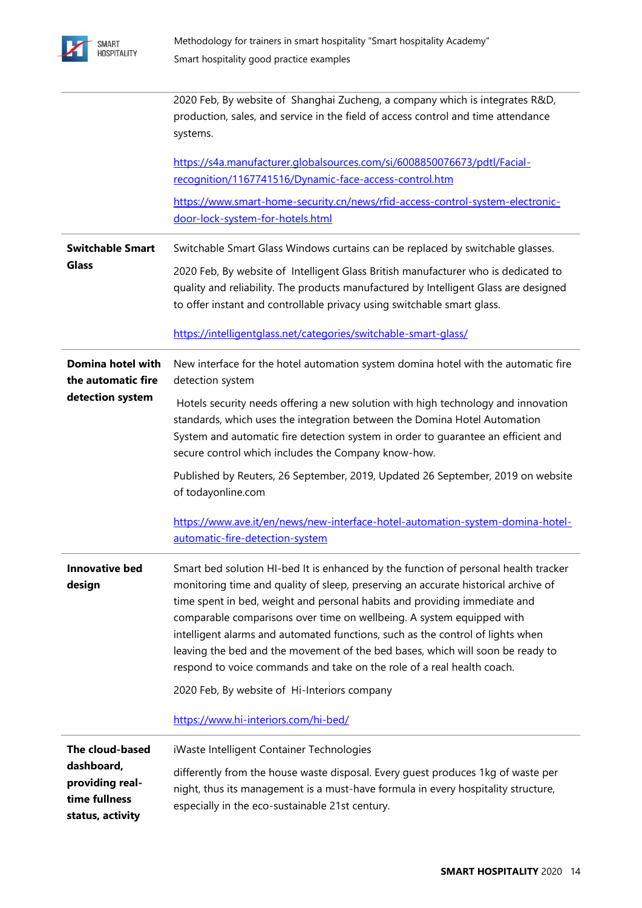| | |
|---|---|
| | 2020 Feb, By website of Shanghai Zucheng, a company which is integrates R&D, production, sales, and service in the field of access control and time attendance systems.<br><br>https://s4a.manufacturer.globalsources.com/si/6008850076673/pdtl/Facial-recognition/1167741516/Dynamic-face-access-control.htm<br><br>https://www.smart-home-security.cn/news/rfid-access-control-system-electronic-door-lock-system-for-hotels.html |
| **Switchable Smart Glass** | Switchable Smart Glass Windows curtains can be replaced by switchable glasses.<br><br>2020 Feb, By website of Intelligent Glass British manufacturer who is dedicated to quality and reliability. The products manufactured by Intelligent Glass are designed to offer instant and controllable privacy using switchable smart glass.<br><br>https://intelligentglass.net/categories/switchable-smart-glass/ |
| **Domina hotel with the automatic fire detection system** | New interface for the hotel automation system domina hotel with the automatic fire detection system<br><br>Hotels security needs offering a new solution with high technology and innovation standards, which uses the integration between the Domina Hotel Automation System and automatic fire detection system in order to guarantee an efficient and secure control which includes the Company know-how.<br><br>Published by Reuters, 26 September, 2019, Updated 26 September, 2019 on website of todayonline.com<br><br>https://www.ave.it/en/news/new-interface-hotel-automation-system-domina-hotel-automatic-fire-detection-system |
| **Innovative bed design** | Smart bed solution HI-bed It is enhanced by the function of personal health tracker monitoring time and quality of sleep, preserving an accurate historical archive of time spent in bed, weight and personal habits and providing immediate and comparable comparisons over time on wellbeing. A system equipped with intelligent alarms and automated functions, such as the control of lights when leaving the bed and the movement of the bed bases, which will soon be ready to respond to voice commands and take on the role of a real health coach.<br><br>2020 Feb, By website of Hi-Interiors company<br><br>https://www.hi-interiors.com/hi-bed/ |
| **The cloud-based dashboard, providing real-time fullness status, activity** | iWaste Intelligent Container Technologies<br><br>differently from the house waste disposal. Every guest produces 1kg of waste per night, thus its management is a must-have formula in every hospitality structure, especially in the eco-sustainable 21st century. |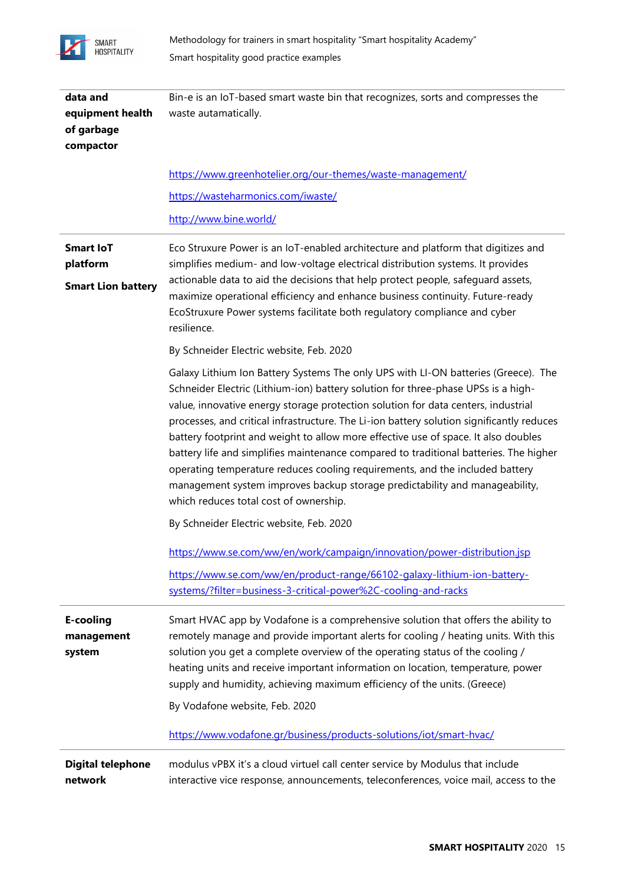| | |
|---|---|
| **data and equipment health of garbage compactor** | Bin-e is an IoT-based smart waste bin that recognizes, sorts and compresses the waste autamatically.<br><br>https://www.greenhotelier.org/our-themes/waste-management/<br><br>https://wasteharmonics.com/iwaste/<br><br>http://www.bine.world/ |
| **Smart IoT platform**<br><br>**Smart Lion battery** | Eco Struxure Power is an IoT-enabled architecture and platform that digitizes and simplifies medium- and low-voltage electrical distribution systems. It provides actionable data to aid the decisions that help protect people, safeguard assets, maximize operational efficiency and enhance business continuity. Future-ready EcoStruxure Power systems facilitate both regulatory compliance and cyber resilience.<br><br>By Schneider Electric website, Feb. 2020<br><br>Galaxy Lithium Ion Battery Systems The only UPS with LI-ON batteries (Greece). The Schneider Electric (Lithium-ion) battery solution for three-phase UPSs is a high-value, innovative energy storage protection solution for data centers, industrial processes, and critical infrastructure. The Li-ion battery solution significantly reduces battery footprint and weight to allow more effective use of space. It also doubles battery life and simplifies maintenance compared to traditional batteries. The higher operating temperature reduces cooling requirements, and the included battery management system improves backup storage predictability and manageability, which reduces total cost of ownership.<br><br>By Schneider Electric website, Feb. 2020<br><br>https://www.se.com/ww/en/work/campaign/innovation/power-distribution.jsp<br><br>https://www.se.com/ww/en/product-range/66102-galaxy-lithium-ion-battery-systems/?filter=business-3-critical-power%2C-cooling-and-racks |
| **E-cooling management system** | Smart HVAC app by Vodafone is a comprehensive solution that offers the ability to remotely manage and provide important alerts for cooling / heating units. With this solution you get a complete overview of the operating status of the cooling / heating units and receive important information on location, temperature, power supply and humidity, achieving maximum efficiency of the units. (Greece)<br><br>By Vodafone website, Feb. 2020<br><br>https://www.vodafone.gr/business/products-solutions/iot/smart-hvac/ |
| **Digital telephone network** | modulus vPBX it's a cloud virtuel call center service by Modulus that include interactive vice response, announcements, teleconferences, voice mail, access to the |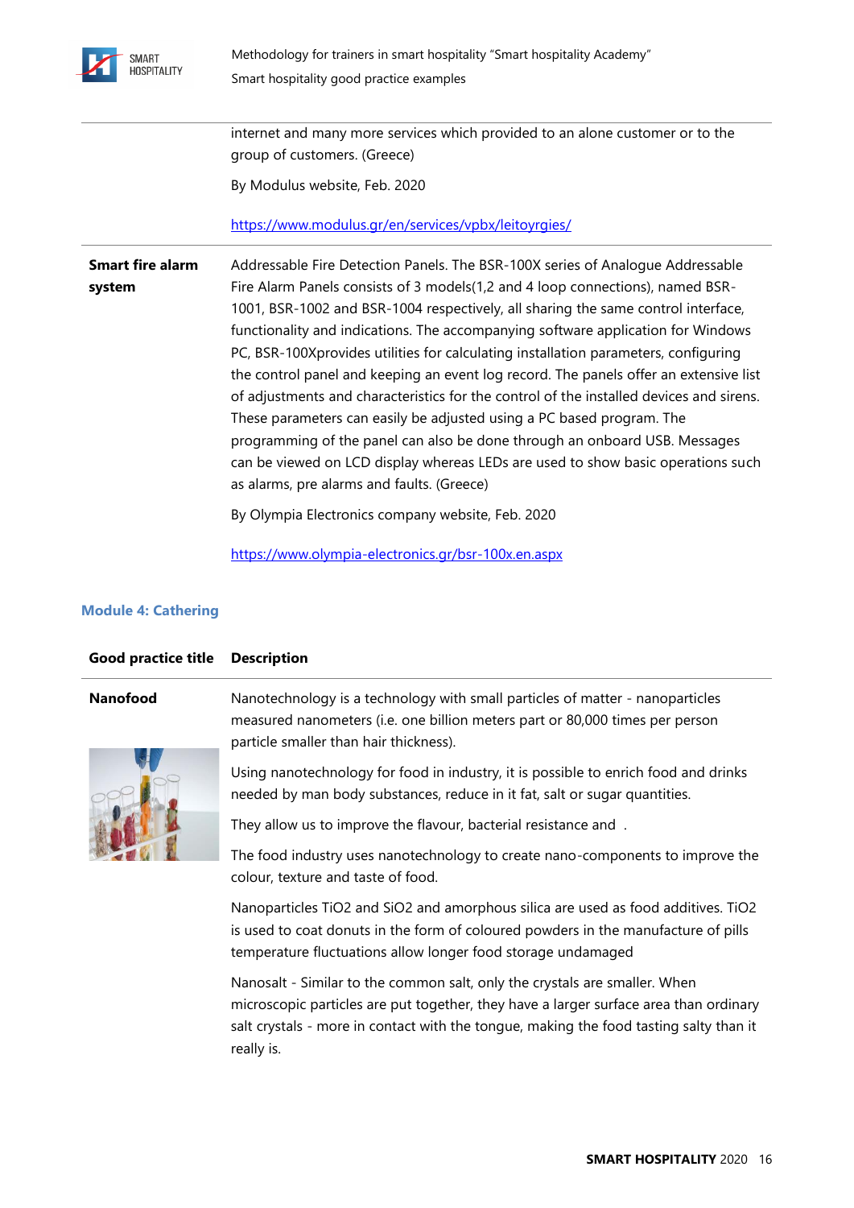| | |
|---|---|
| | internet and many more services which provided to an alone customer or to the group of customers. (Greece)<br><br>By Modulus website, Feb. 2020<br><br>https://www.modulus.gr/en/services/vpbx/leitoyrgies/ |
| **Smart fire alarm system** | Addressable Fire Detection Panels. The BSR-100X series of Analogue Addressable Fire Alarm Panels consists of 3 models(1,2 and 4 loop connections), named BSR-1001, BSR-1002 and BSR-1004 respectively, all sharing the same control interface, functionality and indications. The accompanying software application for Windows PC, BSR-100Xprovides utilities for calculating installation parameters, configuring the control panel and keeping an event log record. The panels offer an extensive list of adjustments and characteristics for the control of the installed devices and sirens. These parameters can easily be adjusted using a PC based program. The programming of the panel can also be done through an onboard USB. Messages can be viewed on LCD display whereas LEDs are used to show basic operations such as alarms, pre alarms and faults. (Greece)<br><br>By Olympia Electronics company website, Feb. 2020<br><br>https://www.olympia-electronics.gr/bsr-100x.en.aspx |

## Module 4: Cathering

| Good practice title | Description |
|---|---|
| **Nanofood** | Nanotechnology is a technology with small particles of matter - nanoparticles measured nanometers (i.e. one billion meters part or 80,000 times per person particle smaller than hair thickness).<br><br>Using nanotechnology for food in industry, it is possible to enrich food and drinks needed by man body substances, reduce in it fat, salt or sugar quantities.<br><br>They allow us to improve the flavour, bacterial resistance and .<br><br>The food industry uses nanotechnology to create nano-components to improve the colour, texture and taste of food.<br><br>Nanoparticles $TiO_2$ and $SiO_2$ and amorphous silica are used as food additives. $TiO_2$ is used to coat donuts in the form of coloured powders in the manufacture of pills temperature fluctuations allow longer food storage undamaged<br><br>Nanosalt - Similar to the common salt, only the crystals are smaller. When microscopic particles are put together, they have a larger surface area than ordinary salt crystals - more in contact with the tongue, making the food tasting salty than it really is. |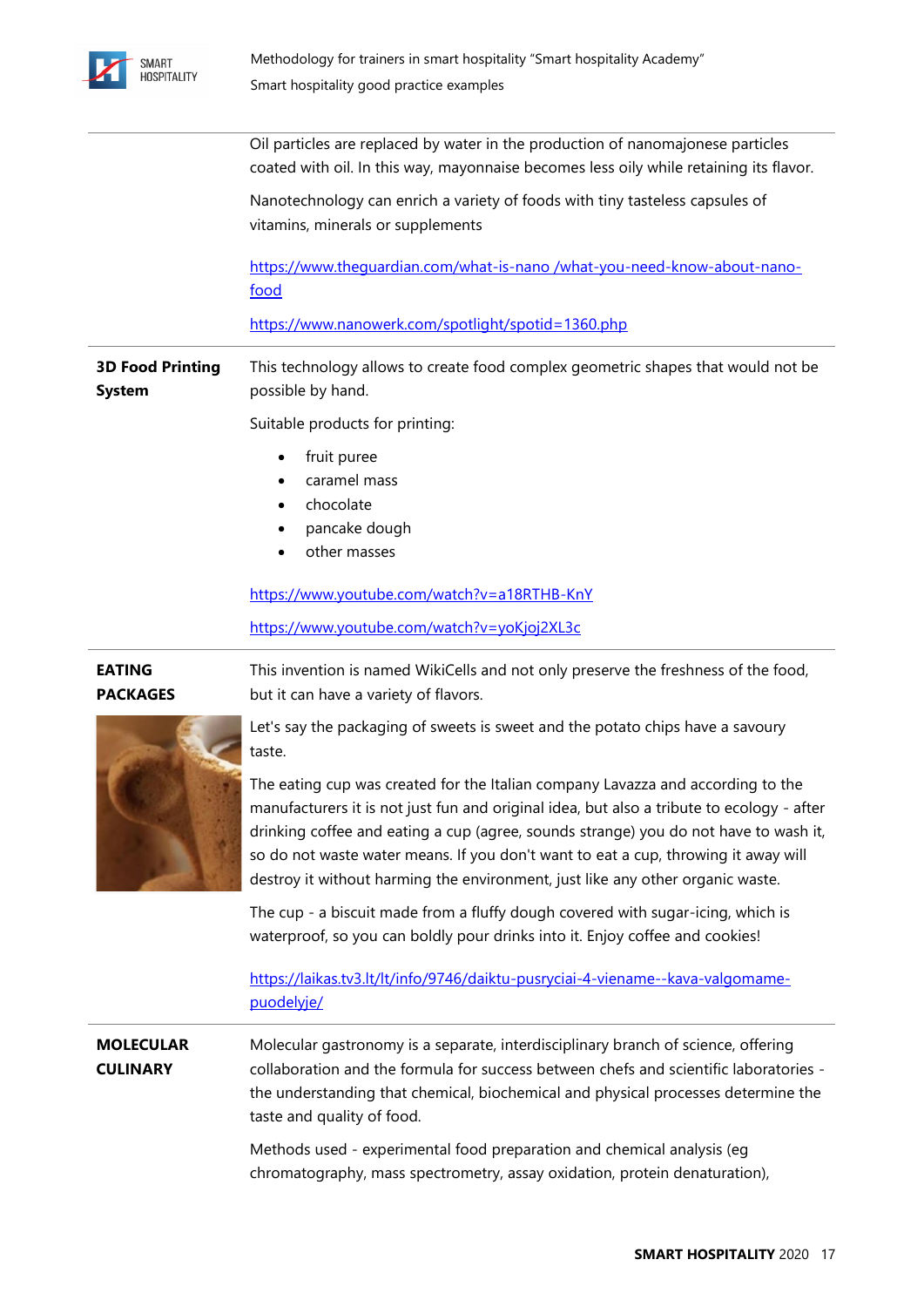| | |
|---|---|
| | Oil particles are replaced by water in the production of nanomajonese particles coated with oil. In this way, mayonnaise becomes less oily while retaining its flavor.<br><br>Nanotechnology can enrich a variety of foods with tiny tasteless capsules of vitamins, minerals or supplements<br><br>https://www.theguardian.com/what-is-nano /what-you-need-know-about-nano-food<br><br>https://www.nanowerk.com/spotlight/spotid=1360.php |
| **3D Food Printing System** | This technology allows to create food complex geometric shapes that would not be possible by hand.<br><br>Suitable products for printing:<br>• fruit puree<br>• caramel mass<br>• chocolate<br>• pancake dough<br>• other masses<br><br>https://www.youtube.com/watch?v=a18RTHB-KnY<br><br>https://www.youtube.com/watch?v=yoKjoj2XL3c |
| **EATING PACKAGES** | This invention is named WikiCells and not only preserve the freshness of the food, but it can have a variety of flavors.<br><br>Let's say the packaging of sweets is sweet and the potato chips have a savoury taste.<br><br>The eating cup was created for the Italian company Lavazza and according to the manufacturers it is not just fun and original idea, but also a tribute to ecology - after drinking coffee and eating a cup (agree, sounds strange) you do not have to wash it, so do not waste water means. If you don't want to eat a cup, throwing it away will destroy it without harming the environment, just like any other organic waste.<br><br>The cup - a biscuit made from a fluffy dough covered with sugar-icing, which is waterproof, so you can boldly pour drinks into it. Enjoy coffee and cookies!<br><br>https://laikas.tv3.lt/lt/info/9746/daiktu-pusryciai-4-viename--kava-valgomame-puodelyje/ |
| **MOLECULAR CULINARY** | Molecular gastronomy is a separate, interdisciplinary branch of science, offering collaboration and the formula for success between chefs and scientific laboratories - the understanding that chemical, biochemical and physical processes determine the taste and quality of food.<br><br>Methods used - experimental food preparation and chemical analysis (eg chromatography, mass spectrometry, assay oxidation, protein denaturation), |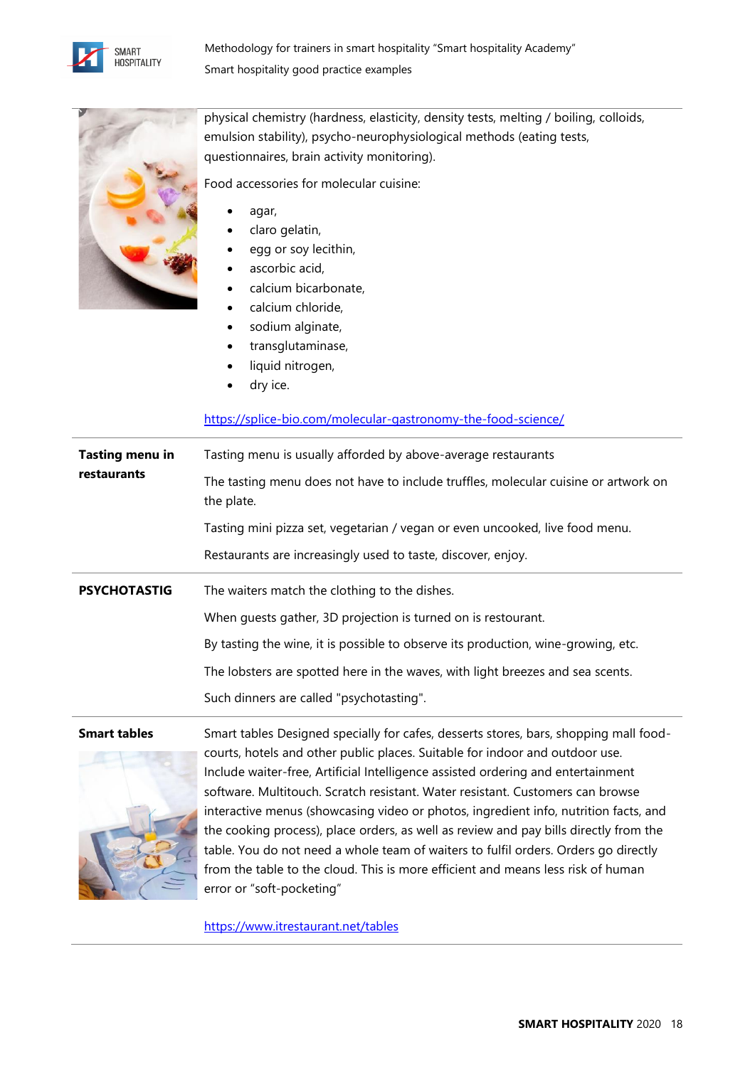| | |
|---|---|
| | physical chemistry (hardness, elasticity, density tests, melting / boiling, colloids, emulsion stability), psycho-neurophysiological methods (eating tests, questionnaires, brain activity monitoring).<br><br>Food accessories for molecular cuisine:<br><br>• agar,<br>• claro gelatin,<br>• egg or soy lecithin,<br>• ascorbic acid,<br>• calcium bicarbonate,<br>• calcium chloride,<br>• sodium alginate,<br>• transglutaminase,<br>• liquid nitrogen,<br>• dry ice.<br><br>https://splice-bio.com/molecular-gastronomy-the-food-science/ |
| **Tasting menu in restaurants** | Tasting menu is usually afforded by above-average restaurants<br><br>The tasting menu does not have to include truffles, molecular cuisine or artwork on the plate.<br><br>Tasting mini pizza set, vegetarian / vegan or even uncooked, live food menu.<br><br>Restaurants are increasingly used to taste, discover, enjoy. |
| **PSYCHOTASTIG** | The waiters match the clothing to the dishes.<br><br>When guests gather, 3D projection is turned on is restourant.<br><br>By tasting the wine, it is possible to observe its production, wine-growing, etc.<br><br>The lobsters are spotted here in the waves, with light breezes and sea scents.<br><br>Such dinners are called "psychotasting". |
| **Smart tables** | Smart tables Designed specially for cafes, desserts stores, bars, shopping mall food-courts, hotels and other public places. Suitable for indoor and outdoor use. Include waiter-free, Artificial Intelligence assisted ordering and entertainment software. Multitouch. Scratch resistant. Water resistant. Customers can browse interactive menus (showcasing video or photos, ingredient info, nutrition facts, and the cooking process), place orders, as well as review and pay bills directly from the table. You do not need a whole team of waiters to fulfil orders. Orders go directly from the table to the cloud. This is more efficient and means less risk of human error or "soft-pocketing"<br><br>https://www.itrestaurant.net/tables |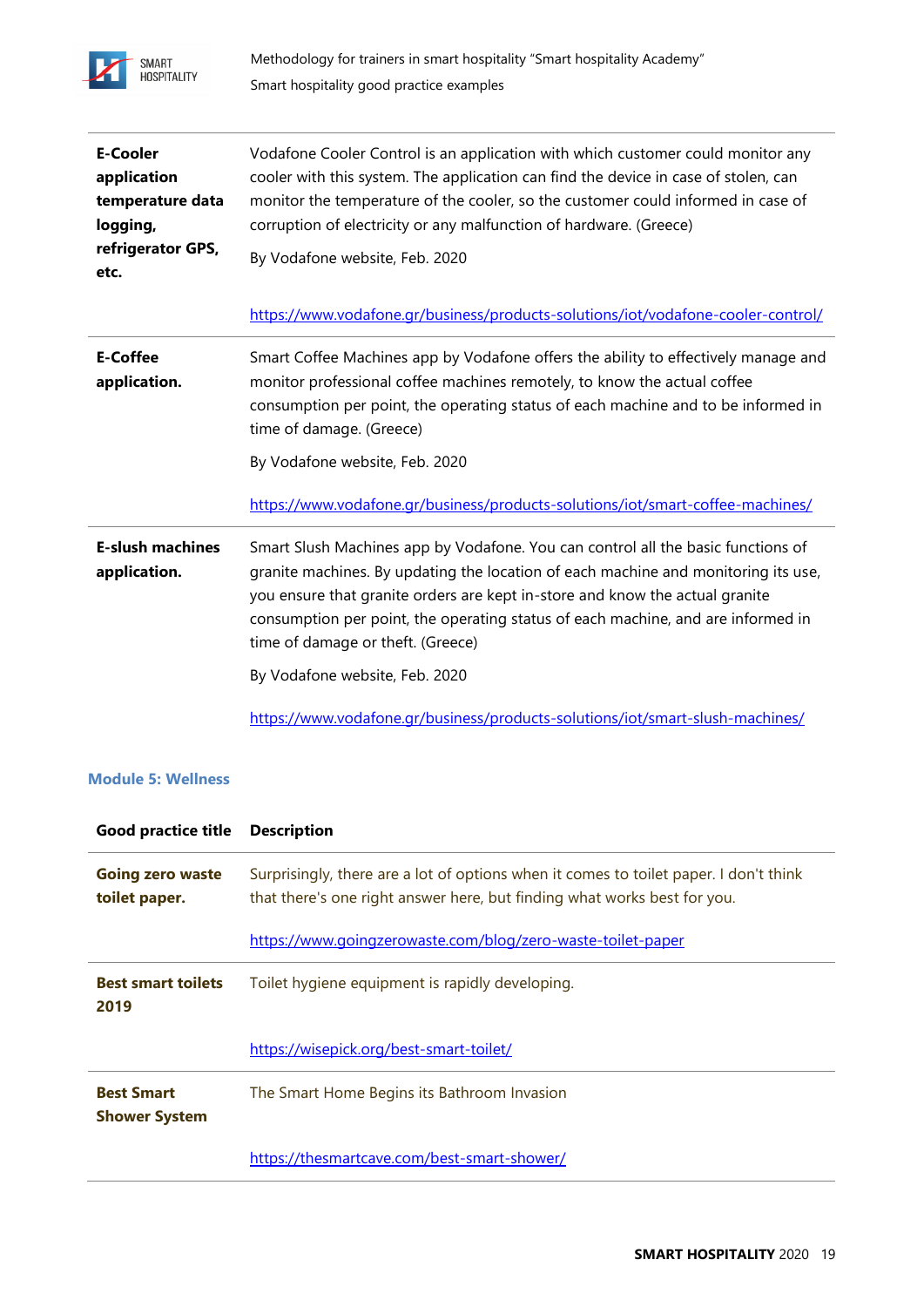| | |
|---|---|
| **E-Cooler application temperature data logging, refrigerator GPS, etc.** | Vodafone Cooler Control is an application with which customer could monitor any cooler with this system. The application can find the device in case of stolen, can monitor the temperature of the cooler, so the customer could informed in case of corruption of electricity or any malfunction of hardware. (Greece)<br><br>By Vodafone website, Feb. 2020<br><br>https://www.vodafone.gr/business/products-solutions/iot/vodafone-cooler-control/ |
| **E-Coffee application.** | Smart Coffee Machines app by Vodafone offers the ability to effectively manage and monitor professional coffee machines remotely, to know the actual coffee consumption per point, the operating status of each machine and to be informed in time of damage. (Greece)<br><br>By Vodafone website, Feb. 2020<br><br>https://www.vodafone.gr/business/products-solutions/iot/smart-coffee-machines/ |
| **E-slush machines application.** | Smart Slush Machines app by Vodafone. You can control all the basic functions of granite machines. By updating the location of each machine and monitoring its use, you ensure that granite orders are kept in-store and know the actual granite consumption per point, the operating status of each machine, and are informed in time of damage or theft. (Greece)<br><br>By Vodafone website, Feb. 2020<br><br>https://www.vodafone.gr/business/products-solutions/iot/smart-slush-machines/ |

### Module 5: Wellness

| Good practice title | Description |
|---|---|
| **Going zero waste toilet paper.** | Surprisingly, there are a lot of options when it comes to toilet paper. I don't think that there's one right answer here, but finding what works best for you.<br><br>https://www.goingzerowaste.com/blog/zero-waste-toilet-paper |
| **Best smart toilets 2019** | Toilet hygiene equipment is rapidly developing.<br><br>https://wisepick.org/best-smart-toilet/ |
| **Best Smart Shower System** | The Smart Home Begins its Bathroom Invasion<br><br>https://thesmartcave.com/best-smart-shower/ |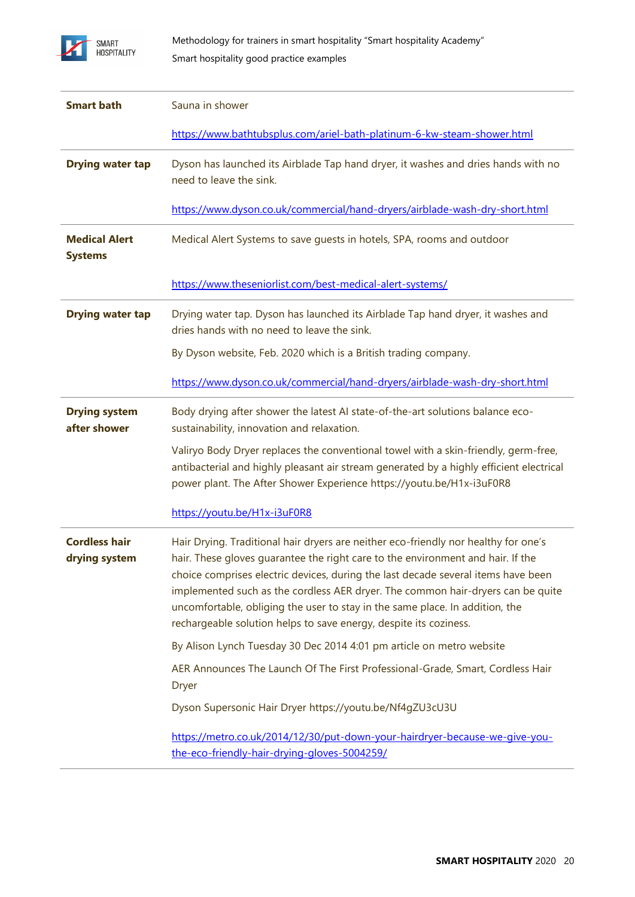| | |
|---|---|
| **Smart bath** | Sauna in shower<br><br>https://www.bathtubsplus.com/ariel-bath-platinum-6-kw-steam-shower.html |
| **Drying water tap** | Dyson has launched its Airblade Tap hand dryer, it washes and dries hands with no need to leave the sink.<br><br>https://www.dyson.co.uk/commercial/hand-dryers/airblade-wash-dry-short.html |
| **Medical Alert Systems** | Medical Alert Systems to save guests in hotels, SPA, rooms and outdoor<br><br>https://www.theseniorlist.com/best-medical-alert-systems/ |
| **Drying water tap** | Drying water tap. Dyson has launched its Airblade Tap hand dryer, it washes and dries hands with no need to leave the sink.<br><br>By Dyson website, Feb. 2020 which is a British trading company.<br><br>https://www.dyson.co.uk/commercial/hand-dryers/airblade-wash-dry-short.html |
| **Drying system after shower** | Body drying after shower the latest AI state-of-the-art solutions balance eco-sustainability, innovation and relaxation.<br><br>Valiryo Body Dryer replaces the conventional towel with a skin-friendly, germ-free, antibacterial and highly pleasant air stream generated by a highly efficient electrical power plant. The After Shower Experience https://youtu.be/H1x-i3uF0R8<br><br>https://youtu.be/H1x-i3uF0R8 |
| **Cordless hair drying system** | Hair Drying. Traditional hair dryers are neither eco-friendly nor healthy for one's hair. These gloves guarantee the right care to the environment and hair. If the choice comprises electric devices, during the last decade several items have been implemented such as the cordless AER dryer. The common hair-dryers can be quite uncomfortable, obliging the user to stay in the same place. In addition, the rechargeable solution helps to save energy, despite its coziness.<br><br>By Alison Lynch Tuesday 30 Dec 2014 4:01 pm article on metro website<br><br>AER Announces The Launch Of The First Professional-Grade, Smart, Cordless Hair Dryer<br><br>Dyson Supersonic Hair Dryer https://youtu.be/Nf4gZU3cU3U<br><br>https://metro.co.uk/2014/12/30/put-down-your-hairdryer-because-we-give-you-the-eco-friendly-hair-drying-gloves-5004259/ |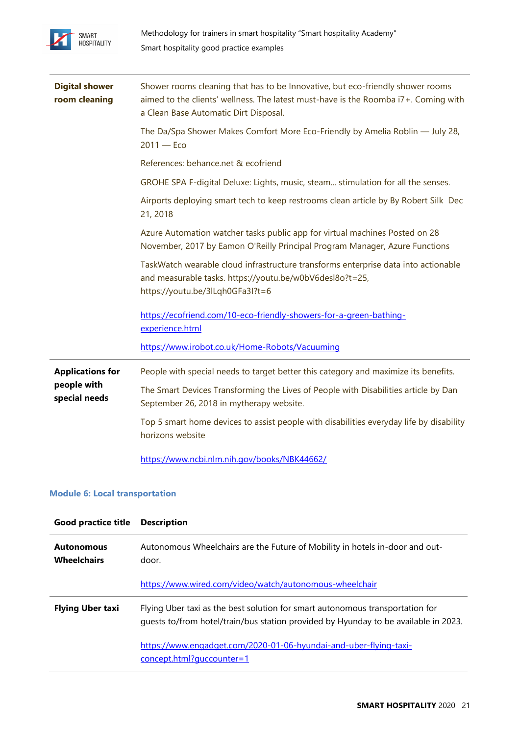| | |
|---|---|
| **Digital shower room cleaning** | Shower rooms cleaning that has to be Innovative, but eco-friendly shower rooms aimed to the clients' wellness. The latest must-have is the Roomba i7+. Coming with a Clean Base Automatic Dirt Disposal.<br><br>The Da/Spa Shower Makes Comfort More Eco-Friendly by Amelia Roblin — July 28, 2011 — Eco<br><br>References: behance.net & ecofriend<br><br>GROHE SPA F-digital Deluxe: Lights, music, steam... stimulation for all the senses.<br><br>Airports deploying smart tech to keep restrooms clean article by By Robert Silk Dec 21, 2018<br><br>Azure Automation watcher tasks public app for virtual machines Posted on 28 November, 2017 by Eamon O'Reilly Principal Program Manager, Azure Functions<br><br>TaskWatch wearable cloud infrastructure transforms enterprise data into actionable and measurable tasks. https://youtu.be/w0bV6desl8o?t=25, https://youtu.be/3lLqh0GFa3I?t=6<br><br>https://ecofriend.com/10-eco-friendly-showers-for-a-green-bathing-experience.html<br><br>https://www.irobot.co.uk/Home-Robots/Vacuuming |
| **Applications for people with special needs** | People with special needs to target better this category and maximize its benefits.<br><br>The Smart Devices Transforming the Lives of People with Disabilities article by Dan September 26, 2018 in mytherapy website.<br><br>Top 5 smart home devices to assist people with disabilities everyday life by disability horizons website<br><br>https://www.ncbi.nlm.nih.gov/books/NBK44662/ |

### Module 6: Local transportation

| Good practice title | Description |
|---|---|
| **Autonomous Wheelchairs** | Autonomous Wheelchairs are the Future of Mobility in hotels in-door and out-door.<br><br>https://www.wired.com/video/watch/autonomous-wheelchair |
| **Flying Uber taxi** | Flying Uber taxi as the best solution for smart autonomous transportation for guests to/from hotel/train/bus station provided by Hyunday to be available in 2023.<br><br>https://www.engadget.com/2020-01-06-hyundai-and-uber-flying-taxi-concept.html?guccounter=1 |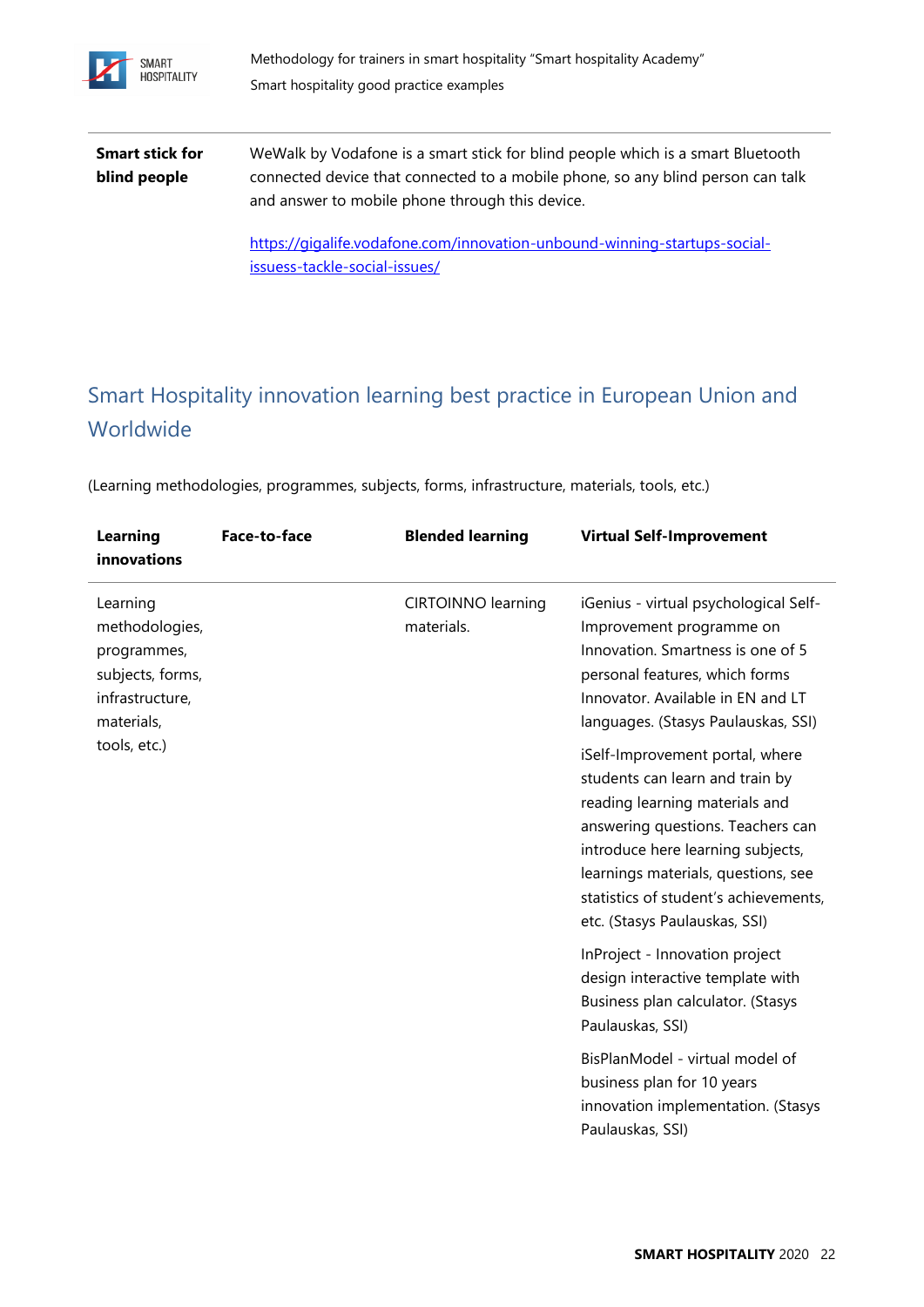| **Smart stick for blind people** | WeWalk by Vodafone is a smart stick for blind people which is a smart Bluetooth connected device that connected to a mobile phone, so any blind person can talk and answer to mobile phone through this device.<br><br>https://gigalife.vodafone.com/innovation-unbound-winning-startups-social-issuess-tackle-social-issues/ |
|---|---|

## Smart Hospitality innovation learning best practice in European Union and Worldwide

(Learning methodologies, programmes, subjects, forms, infrastructure, materials, tools, etc.)

| **Learning innovations** | **Face-to-face** | **Blended learning** | **Virtual Self-Improvement** |
|---|---|---|---|
| Learning methodologies, programmes, subjects, forms, infrastructure, materials, tools, etc.) | | CIRTOINNO learning materials. | iGenius - virtual psychological Self-Improvement programme on Innovation. Smartness is one of 5 personal features, which forms Innovator. Available in EN and LT languages. (Stasys Paulauskas, SSI)<br><br>iSelf-Improvement portal, where students can learn and train by reading learning materials and answering questions. Teachers can introduce here learning subjects, learnings materials, questions, see statistics of student's achievements, etc. (Stasys Paulauskas, SSI)<br><br>InProject - Innovation project design interactive template with Business plan calculator. (Stasys Paulauskas, SSI)<br><br>BisPlanModel - virtual model of business plan for 10 years innovation implementation. (Stasys Paulauskas, SSI) |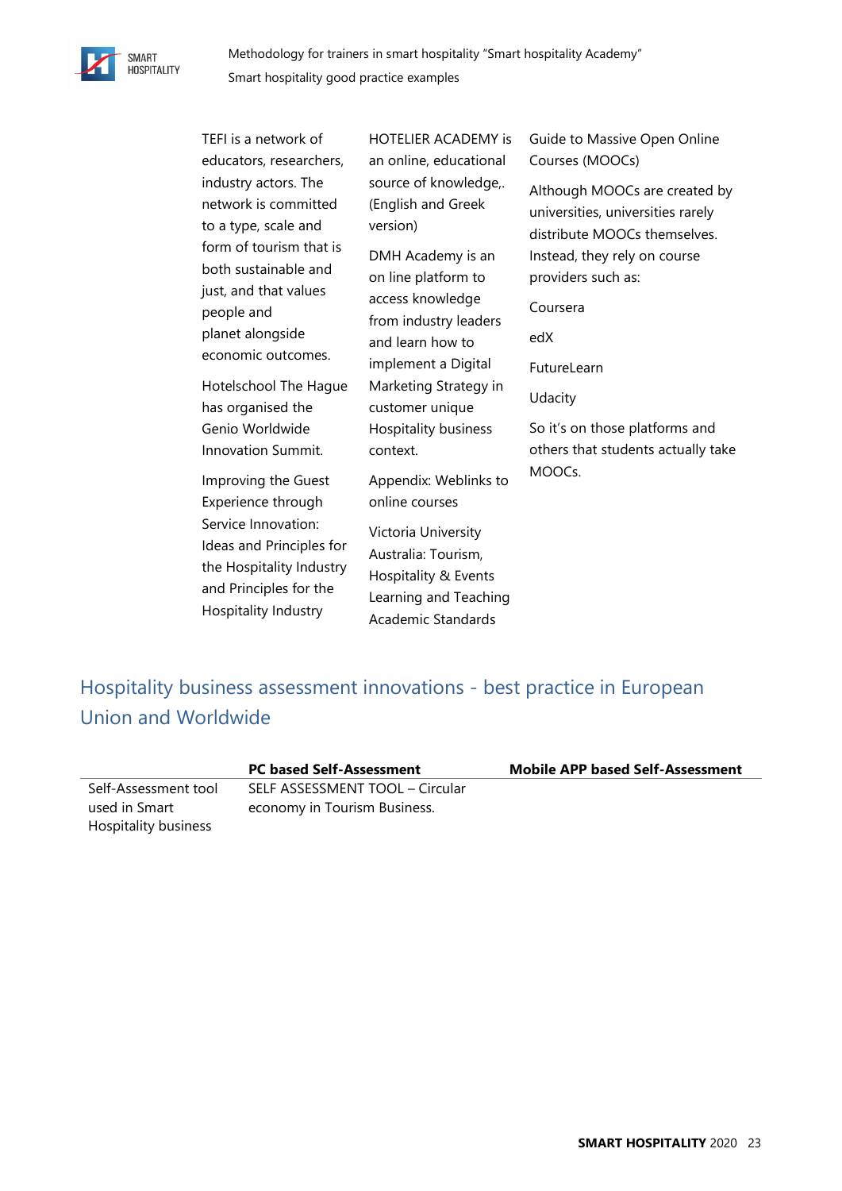TEFI is a network of educators, researchers, industry actors. The network is committed to a type, scale and form of tourism that is both sustainable and just, and that values people and planet alongside economic outcomes.

Hotelschool The Hague has organised the Genio Worldwide Innovation Summit.

Improving the Guest Experience through Service Innovation: Ideas and Principles for the Hospitality Industry and Principles for the Hospitality Industry

HOTELIER ACADEMY is an online, educational source of knowledge,. (English and Greek version)

DMH Academy is an on line platform to access knowledge from industry leaders and learn how to implement a Digital Marketing Strategy in customer unique Hospitality business context.

Appendix: Weblinks to online courses

Victoria University Australia: Tourism, Hospitality & Events Learning and Teaching Academic Standards

Guide to Massive Open Online Courses (MOOCs)

Although MOOCs are created by universities, universities rarely distribute MOOCs themselves. Instead, they rely on course providers such as:

Coursera

edX

FutureLearn

Udacity

So it's on those platforms and others that students actually take MOOCs.

## Hospitality business assessment innovations - best practice in European Union and Worldwide

| | **PC based Self-Assessment** | **Mobile APP based Self-Assessment** |
|---|---|---|
| Self-Assessment tool used in Smart Hospitality business | SELF ASSESSMENT TOOL – Circular economy in Tourism Business. | |